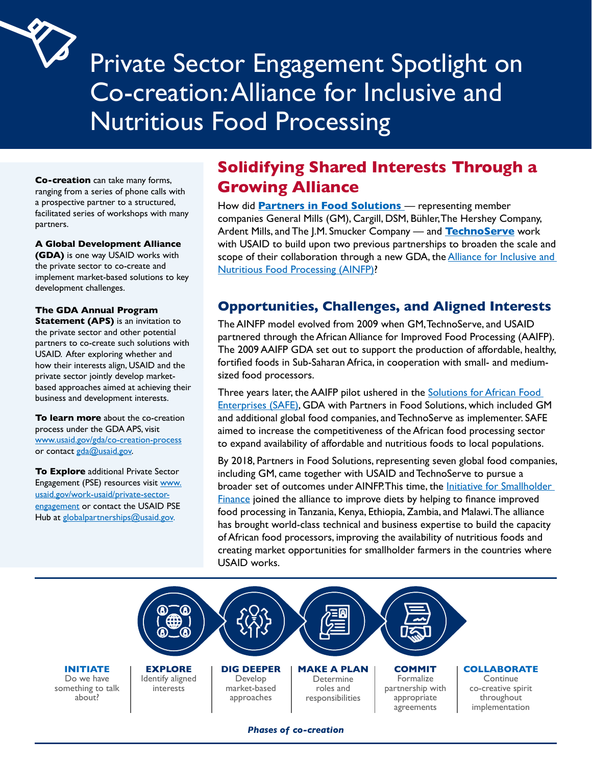# Private Sector Engagement Spotlight on Co-creation: Alliance for Inclusive and Nutritious Food Processing

**Co-creation** can take many forms, ranging from a series of phone calls with a prospective partner to a structured, facilitated series of workshops with many partners.

**A Global Development Alliance (GDA)** is one way USAID works with the private sector to co-create and implement market-based solutions to key development challenges.

**The GDA Annual Program Statement (APS)** is an invitation to the private sector and other potential partners to co-create such solutions with USAID. After exploring whether and how their interests align, USAID and the private sector jointly develop market-based approaches aimed at achieving their business and development interests.

**To learn more** about the co-creation process under the GDA APS, visit www.usaid.gov/gda/co-creation-process or contact gda@usaid.gov.

**To Explore** additional Private Sector Engagement (PSE) resources visit www.usaid.gov/work-usaid/private-sector-engagement or contact the USAID PSE Hub at globalpartnerships@usaid.gov.

## Solidifying Shared Interests Through a Growing Alliance

How did **Partners in Food Solutions** — representing member companies General Mills (GM), Cargill, DSM, Bühler, The Hershey Company, Ardent Mills, and The J.M. Smucker Company — and **TechnoServe** work with USAID to build upon two previous partnerships to broaden the scale and scope of their collaboration through a new GDA, the Alliance for Inclusive and Nutritious Food Processing (AINFP)?

## Opportunities, Challenges, and Aligned Interests

The AINFP model evolved from 2009 when GM, TechnoServe, and USAID partnered through the African Alliance for Improved Food Processing (AAIFP). The 2009 AAIFP GDA set out to support the production of affordable, healthy, fortified foods in Sub-Saharan Africa, in cooperation with small- and medium-sized food processors.

Three years later, the AAIFP pilot ushered in the Solutions for African Food Enterprises (SAFE), GDA with Partners in Food Solutions, which included GM and additional global food companies, and TechnoServe as implementer. SAFE aimed to increase the competitiveness of the African food processing sector to expand availability of affordable and nutritious foods to local populations.

By 2018, Partners in Food Solutions, representing seven global food companies, including GM, came together with USAID and TechnoServe to pursue a broader set of outcomes under AINFP. This time, the Initiative for Smallholder Finance joined the alliance to improve diets by helping to finance improved food processing in Tanzania, Kenya, Ethiopia, Zambia, and Malawi. The alliance has brought world-class technical and business expertise to build the capacity of African food processors, improving the availability of nutritious foods and creating market opportunities for smallholder farmers in the countries where USAID works.

| INITIATE | EXPLORE | DIG DEEPER | MAKE A PLAN | COMMIT | COLLABORATE |
|---|---|---|---|---|---|
| Do we have something to talk about? | Identify aligned interests | Develop market-based approaches | Determine roles and responsibilities | Formalize partnership with appropriate agreements | Continue co-creative spirit throughout implementation |

***Phases of co-creation***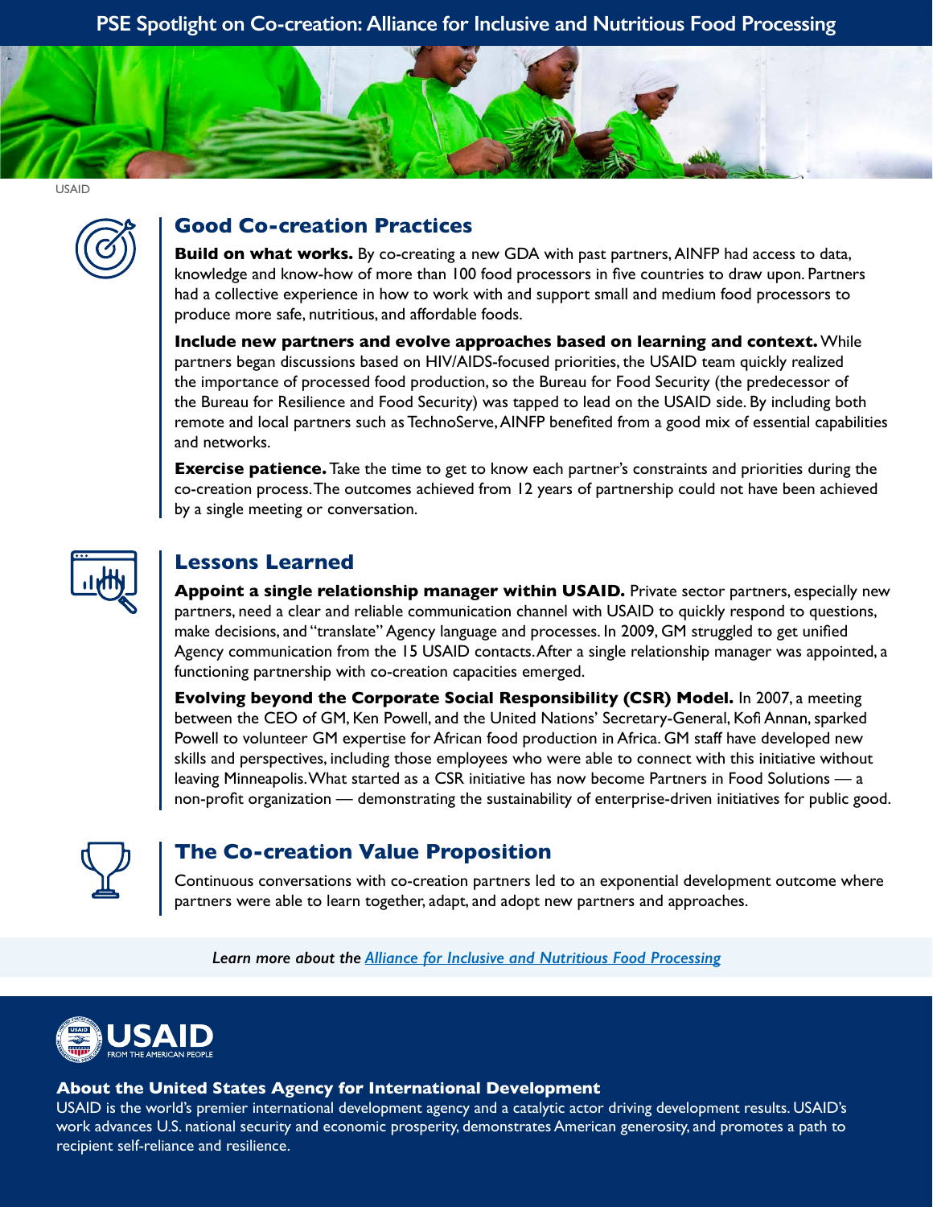PSE Spotlight on Co-creation: Alliance for Inclusive and Nutritious Food Processing

USAID

## Good Co-creation Practices

**Build on what works.** By co-creating a new GDA with past partners, AINFP had access to data, knowledge and know-how of more than 100 food processors in five countries to draw upon. Partners had a collective experience in how to work with and support small and medium food processors to produce more safe, nutritious, and affordable foods.

**Include new partners and evolve approaches based on learning and context.** While partners began discussions based on HIV/AIDS-focused priorities, the USAID team quickly realized the importance of processed food production, so the Bureau for Food Security (the predecessor of the Bureau for Resilience and Food Security) was tapped to lead on the USAID side. By including both remote and local partners such as TechnoServe, AINFP benefited from a good mix of essential capabilities and networks.

**Exercise patience.** Take the time to get to know each partner's constraints and priorities during the co-creation process. The outcomes achieved from 12 years of partnership could not have been achieved by a single meeting or conversation.

## Lessons Learned

**Appoint a single relationship manager within USAID.** Private sector partners, especially new partners, need a clear and reliable communication channel with USAID to quickly respond to questions, make decisions, and "translate" Agency language and processes. In 2009, GM struggled to get unified Agency communication from the 15 USAID contacts. After a single relationship manager was appointed, a functioning partnership with co-creation capacities emerged.

**Evolving beyond the Corporate Social Responsibility (CSR) Model.** In 2007, a meeting between the CEO of GM, Ken Powell, and the United Nations' Secretary-General, Kofi Annan, sparked Powell to volunteer GM expertise for African food production in Africa. GM staff have developed new skills and perspectives, including those employees who were able to connect with this initiative without leaving Minneapolis. What started as a CSR initiative has now become Partners in Food Solutions — a non-profit organization — demonstrating the sustainability of enterprise-driven initiatives for public good.

## The Co-creation Value Proposition

Continuous conversations with co-creation partners led to an exponential development outcome where partners were able to learn together, adapt, and adopt new partners and approaches.

*Learn more about the [Alliance for Inclusive and Nutritious Food Processing]()*

USAID
FROM THE AMERICAN PEOPLE

### About the United States Agency for International Development

USAID is the world's premier international development agency and a catalytic actor driving development results. USAID's work advances U.S. national security and economic prosperity, demonstrates American generosity, and promotes a path to recipient self-reliance and resilience.